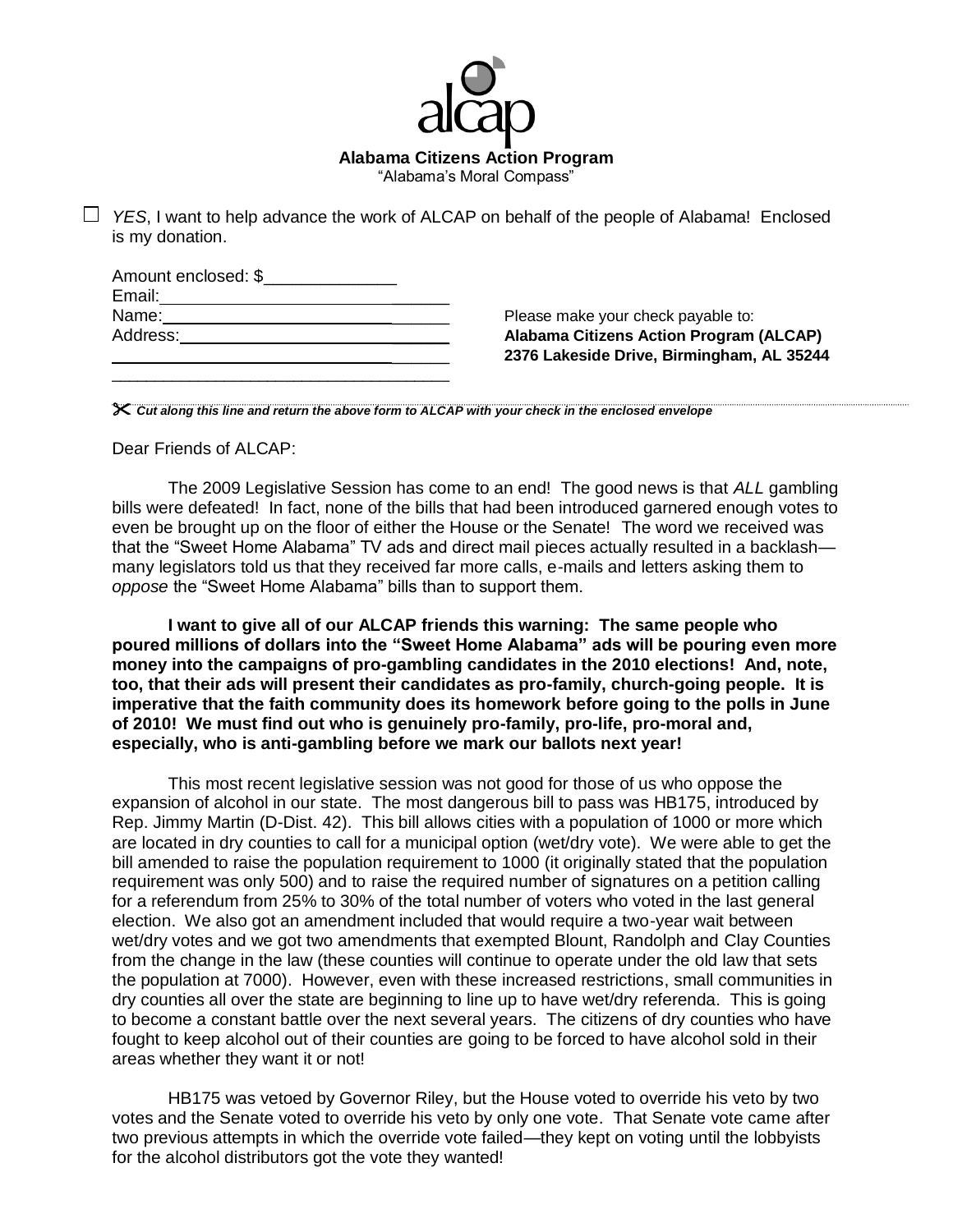# alcap

**Alabama Citizens Action Program**
"Alabama's Moral Compass"

☐ *YES*, I want to help advance the work of ALCAP on behalf of the people of Alabama! Enclosed is my donation.

Amount enclosed: $______________
Email: ______________________________
Name: ______________________________
Address: ______________________________
______________________________
______________________________

Please make your check payable to:
**Alabama Citizens Action Program (ALCAP)**
**2376 Lakeside Drive, Birmingham, AL 35244**

✂ ***Cut along this line and return the above form to ALCAP with your check in the enclosed envelope***

Dear Friends of ALCAP:

The 2009 Legislative Session has come to an end! The good news is that *ALL* gambling bills were defeated! In fact, none of the bills that had been introduced garnered enough votes to even be brought up on the floor of either the House or the Senate! The word we received was that the "Sweet Home Alabama" TV ads and direct mail pieces actually resulted in a backlash—many legislators told us that they received far more calls, e-mails and letters asking them to *oppose* the "Sweet Home Alabama" bills than to support them.

**I want to give all of our ALCAP friends this warning: The same people who poured millions of dollars into the "Sweet Home Alabama" ads will be pouring even more money into the campaigns of pro-gambling candidates in the 2010 elections! And, note, too, that their ads will present their candidates as pro-family, church-going people. It is imperative that the faith community does its homework before going to the polls in June of 2010! We must find out who is genuinely pro-family, pro-life, pro-moral and, especially, who is anti-gambling before we mark our ballots next year!**

This most recent legislative session was not good for those of us who oppose the expansion of alcohol in our state. The most dangerous bill to pass was HB175, introduced by Rep. Jimmy Martin (D-Dist. 42). This bill allows cities with a population of 1000 or more which are located in dry counties to call for a municipal option (wet/dry vote). We were able to get the bill amended to raise the population requirement to 1000 (it originally stated that the population requirement was only 500) and to raise the required number of signatures on a petition calling for a referendum from 25% to 30% of the total number of voters who voted in the last general election. We also got an amendment included that would require a two-year wait between wet/dry votes and we got two amendments that exempted Blount, Randolph and Clay Counties from the change in the law (these counties will continue to operate under the old law that sets the population at 7000). However, even with these increased restrictions, small communities in dry counties all over the state are beginning to line up to have wet/dry referenda. This is going to become a constant battle over the next several years. The citizens of dry counties who have fought to keep alcohol out of their counties are going to be forced to have alcohol sold in their areas whether they want it or not!

HB175 was vetoed by Governor Riley, but the House voted to override his veto by two votes and the Senate voted to override his veto by only one vote. That Senate vote came after two previous attempts in which the override vote failed—they kept on voting until the lobbyists for the alcohol distributors got the vote they wanted!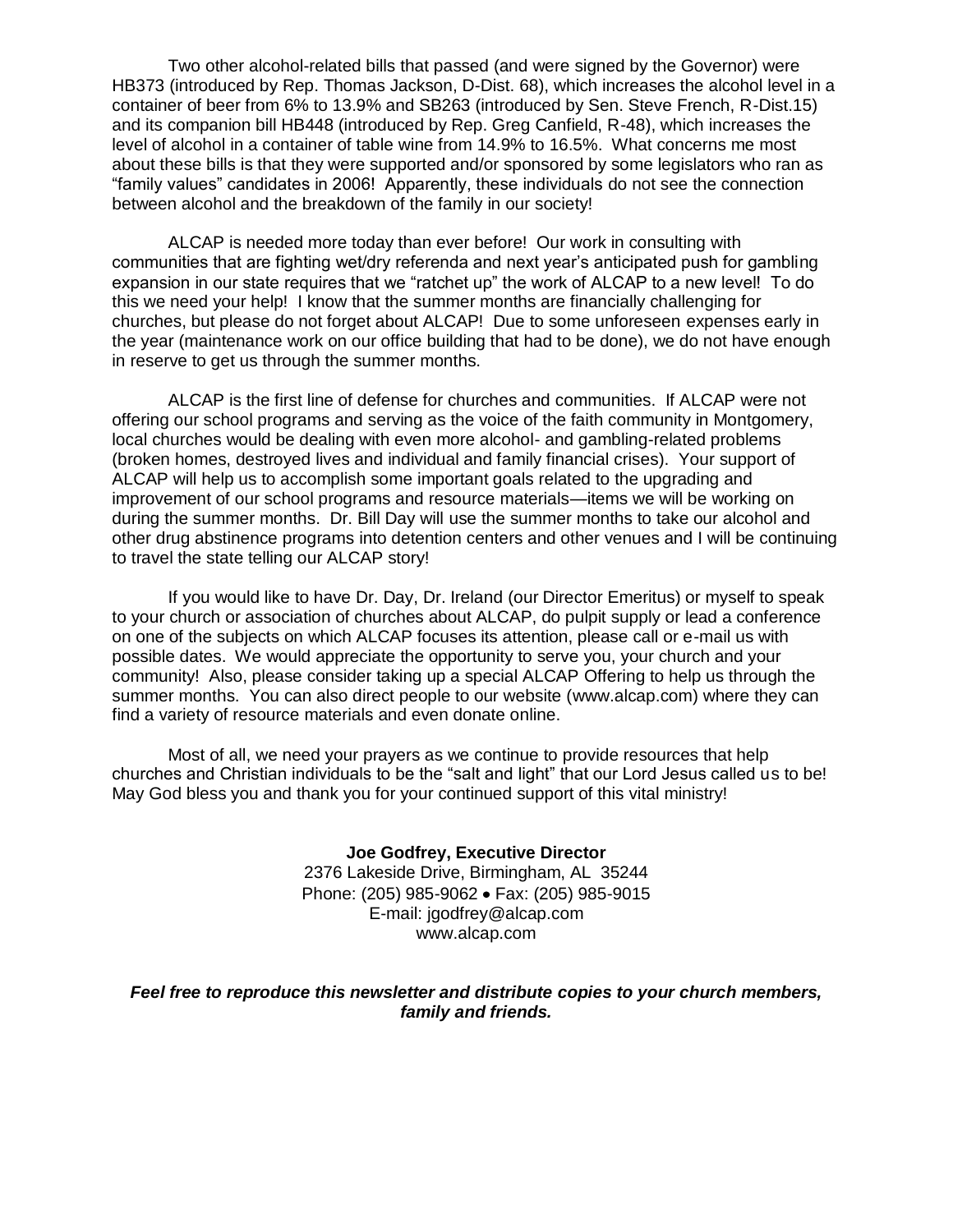Two other alcohol-related bills that passed (and were signed by the Governor) were HB373 (introduced by Rep. Thomas Jackson, D-Dist. 68), which increases the alcohol level in a container of beer from 6% to 13.9% and SB263 (introduced by Sen. Steve French, R-Dist.15) and its companion bill HB448 (introduced by Rep. Greg Canfield, R-48), which increases the level of alcohol in a container of table wine from 14.9% to 16.5%. What concerns me most about these bills is that they were supported and/or sponsored by some legislators who ran as "family values" candidates in 2006! Apparently, these individuals do not see the connection between alcohol and the breakdown of the family in our society!

ALCAP is needed more today than ever before! Our work in consulting with communities that are fighting wet/dry referenda and next year's anticipated push for gambling expansion in our state requires that we "ratchet up" the work of ALCAP to a new level! To do this we need your help! I know that the summer months are financially challenging for churches, but please do not forget about ALCAP! Due to some unforeseen expenses early in the year (maintenance work on our office building that had to be done), we do not have enough in reserve to get us through the summer months.

ALCAP is the first line of defense for churches and communities. If ALCAP were not offering our school programs and serving as the voice of the faith community in Montgomery, local churches would be dealing with even more alcohol- and gambling-related problems (broken homes, destroyed lives and individual and family financial crises). Your support of ALCAP will help us to accomplish some important goals related to the upgrading and improvement of our school programs and resource materials—items we will be working on during the summer months. Dr. Bill Day will use the summer months to take our alcohol and other drug abstinence programs into detention centers and other venues and I will be continuing to travel the state telling our ALCAP story!

If you would like to have Dr. Day, Dr. Ireland (our Director Emeritus) or myself to speak to your church or association of churches about ALCAP, do pulpit supply or lead a conference on one of the subjects on which ALCAP focuses its attention, please call or e-mail us with possible dates. We would appreciate the opportunity to serve you, your church and your community! Also, please consider taking up a special ALCAP Offering to help us through the summer months. You can also direct people to our website (www.alcap.com) where they can find a variety of resource materials and even donate online.

Most of all, we need your prayers as we continue to provide resources that help churches and Christian individuals to be the "salt and light" that our Lord Jesus called us to be! May God bless you and thank you for your continued support of this vital ministry!

**Joe Godfrey, Executive Director**
2376 Lakeside Drive, Birmingham, AL 35244
Phone: (205) 985-9062 • Fax: (205) 985-9015
E-mail: jgodfrey@alcap.com
www.alcap.com

***Feel free to reproduce this newsletter and distribute copies to your church members, family and friends.***